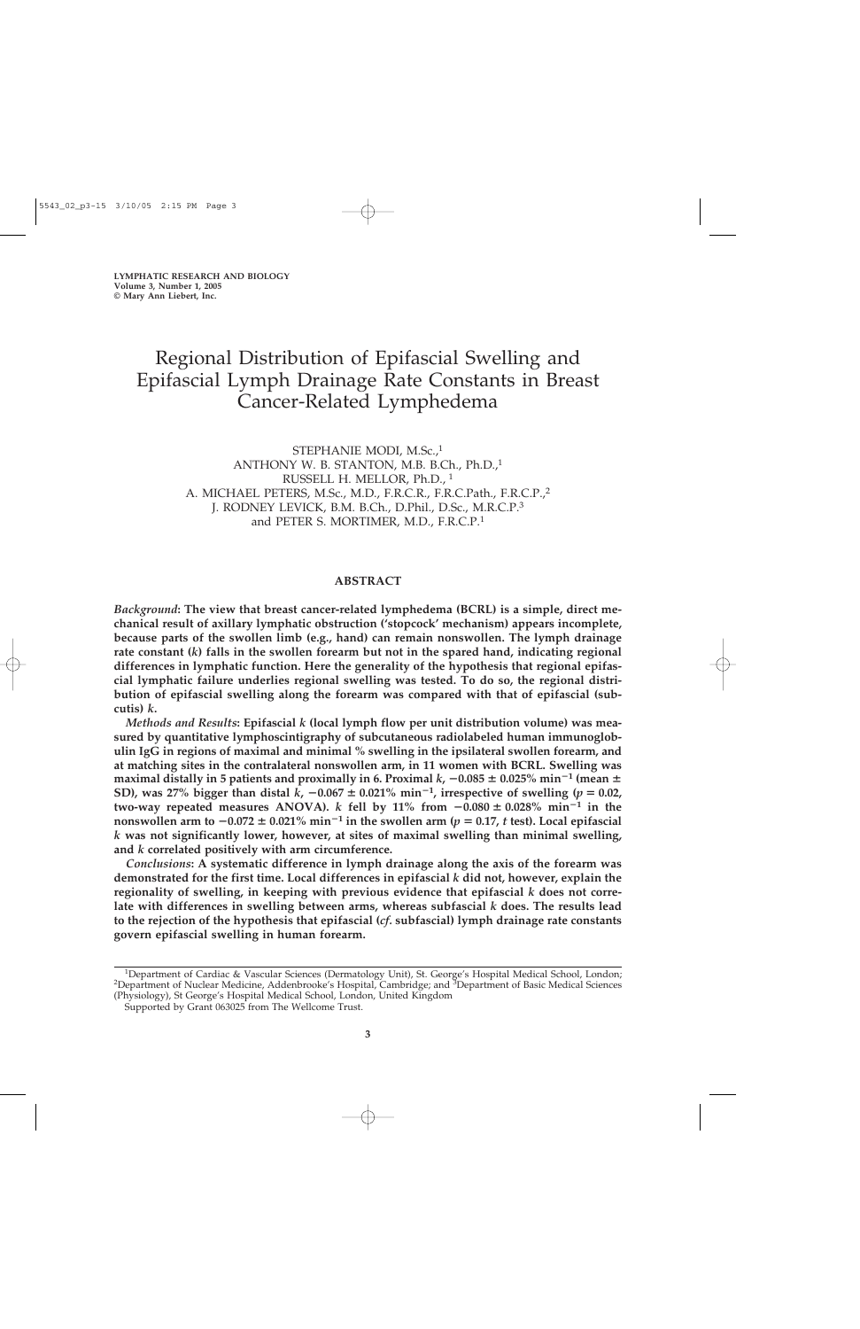# Regional Distribution of Epifascial Swelling and Epifascial Lymph Drainage Rate Constants in Breast Cancer-Related Lymphedema

STEPHANIE MODI, M.Sc.,[1]
ANTHONY W. B. STANTON, M.B. B.Ch., Ph.D.,[1]
RUSSELL H. MELLOR, Ph.D.,[1]
A. MICHAEL PETERS, M.Sc., M.D., F.R.C.R., F.R.C.Path., F.R.C.P.,[2]
J. RODNEY LEVICK, B.M. B.Ch., D.Phil., D.Sc., M.R.C.P.[3]
and PETER S. MORTIMER, M.D., F.R.C.P.[1]

## ABSTRACT

***Background*: The view that breast cancer-related lymphedema (BCRL) is a simple, direct mechanical result of axillary lymphatic obstruction ('stopcock' mechanism) appears incomplete, because parts of the swollen limb (e.g., hand) can remain nonswollen. The lymph drainage rate constant ($k$) falls in the swollen forearm but not in the spared hand, indicating regional differences in lymphatic function. Here the generality of the hypothesis that regional epifascial lymphatic failure underlies regional swelling was tested. To do so, the regional distribution of epifascial swelling along the forearm was compared with that of epifascial (subcutis) $k$.**

***Methods and Results*: Epifascial $k$ (local lymph flow per unit distribution volume) was measured by quantitative lymphoscintigraphy of subcutaneous radiolabeled human immunoglobulin IgG in regions of maximal and minimal % swelling in the ipsilateral swollen forearm, and at matching sites in the contralateral nonswollen arm, in 11 women with BCRL. Swelling was maximal distally in 5 patients and proximally in 6. Proximal $k$, $-0.085 \pm 0.025\%\ \text{min}^{-1}$ (mean ± SD), was 27% bigger than distal $k$, $-0.067 \pm 0.021\%\ \text{min}^{-1}$, irrespective of swelling ($p = 0.02$, two-way repeated measures ANOVA). $k$ fell by 11% from $-0.080 \pm 0.028\%\ \text{min}^{-1}$ in the nonswollen arm to $-0.072 \pm 0.021\%\ \text{min}^{-1}$ in the swollen arm ($p = 0.17$, $t$ test). Local epifascial $k$ was not significantly lower, however, at sites of maximal swelling than minimal swelling, and $k$ correlated positively with arm circumference.**

***Conclusions*: A systematic difference in lymph drainage along the axis of the forearm was demonstrated for the first time. Local differences in epifascial $k$ did not, however, explain the regionality of swelling, in keeping with previous evidence that epifascial $k$ does not correlate with differences in swelling between arms, whereas subfascial $k$ does. The results lead to the rejection of the hypothesis that epifascial (*cf.* subfascial) lymph drainage rate constants govern epifascial swelling in human forearm.**

---

[1] Department of Cardiac & Vascular Sciences (Dermatology Unit), St. George's Hospital Medical School, London; [2] Department of Nuclear Medicine, Addenbrooke's Hospital, Cambridge; and [3] Department of Basic Medical Sciences (Physiology), St George's Hospital Medical School, London, United Kingdom

Supported by Grant 063025 from The Wellcome Trust.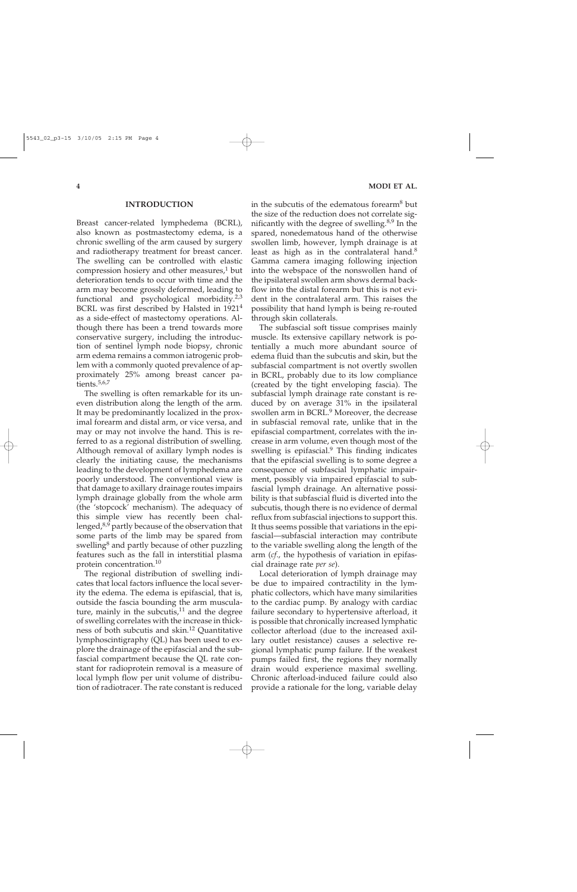## INTRODUCTION

Breast cancer-related lymphedema (BCRL), also known as postmastectomy edema, is a chronic swelling of the arm caused by surgery and radiotherapy treatment for breast cancer. The swelling can be controlled with elastic compression hosiery and other measures,[1] but deterioration tends to occur with time and the arm may become grossly deformed, leading to functional and psychological morbidity.[2,3] BCRL was first described by Halsted in 1921[4] as a side-effect of mastectomy operations. Although there has been a trend towards more conservative surgery, including the introduction of sentinel lymph node biopsy, chronic arm edema remains a common iatrogenic problem with a commonly quoted prevalence of approximately 25% among breast cancer patients.[5,6,7]

The swelling is often remarkable for its uneven distribution along the length of the arm. It may be predominantly localized in the proximal forearm and distal arm, or vice versa, and may or may not involve the hand. This is referred to as a regional distribution of swelling. Although removal of axillary lymph nodes is clearly the initiating cause, the mechanisms leading to the development of lymphedema are poorly understood. The conventional view is that damage to axillary drainage routes impairs lymph drainage globally from the whole arm (the 'stopcock' mechanism). The adequacy of this simple view has recently been challenged,[8,9] partly because of the observation that some parts of the limb may be spared from swelling[8] and partly because of other puzzling features such as the fall in interstitial plasma protein concentration.[10]

The regional distribution of swelling indicates that local factors influence the local severity the edema. The edema is epifascial, that is, outside the fascia bounding the arm musculature, mainly in the subcutis,[11] and the degree of swelling correlates with the increase in thickness of both subcutis and skin.[12] Quantitative lymphoscintigraphy (QL) has been used to explore the drainage of the epifascial and the subfascial compartment because the QL rate constant for radioprotein removal is a measure of local lymph flow per unit volume of distribution of radiotracer. The rate constant is reduced in the subcutis of the edematous forearm[8] but the size of the reduction does not correlate significantly with the degree of swelling.[8,9] In the spared, nonedematous hand of the otherwise swollen limb, however, lymph drainage is at least as high as in the contralateral hand.[8] Gamma camera imaging following injection into the webspace of the nonswollen hand of the ipsilateral swollen arm shows dermal backflow into the distal forearm but this is not evident in the contralateral arm. This raises the possibility that hand lymph is being re-routed through skin collaterals.

The subfascial soft tissue comprises mainly muscle. Its extensive capillary network is potentially a much more abundant source of edema fluid than the subcutis and skin, but the subfascial compartment is not overtly swollen in BCRL, probably due to its low compliance (created by the tight enveloping fascia). The subfascial lymph drainage rate constant is reduced by on average 31% in the ipsilateral swollen arm in BCRL.[9] Moreover, the decrease in subfascial removal rate, unlike that in the epifascial compartment, correlates with the increase in arm volume, even though most of the swelling is epifascial.[9] This finding indicates that the epifascial swelling is to some degree a consequence of subfascial lymphatic impairment, possibly via impaired epifascial to subfascial lymph drainage. An alternative possibility is that subfascial fluid is diverted into the subcutis, though there is no evidence of dermal reflux from subfascial injections to support this. It thus seems possible that variations in the epifascial—subfascial interaction may contribute to the variable swelling along the length of the arm (*cf.*, the hypothesis of variation in epifascial drainage rate *per se*).

Local deterioration of lymph drainage may be due to impaired contractility in the lymphatic collectors, which have many similarities to the cardiac pump. By analogy with cardiac failure secondary to hypertensive afterload, it is possible that chronically increased lymphatic collector afterload (due to the increased axillary outlet resistance) causes a selective regional lymphatic pump failure. If the weakest pumps failed first, the regions they normally drain would experience maximal swelling. Chronic afterload-induced failure could also provide a rationale for the long, variable delay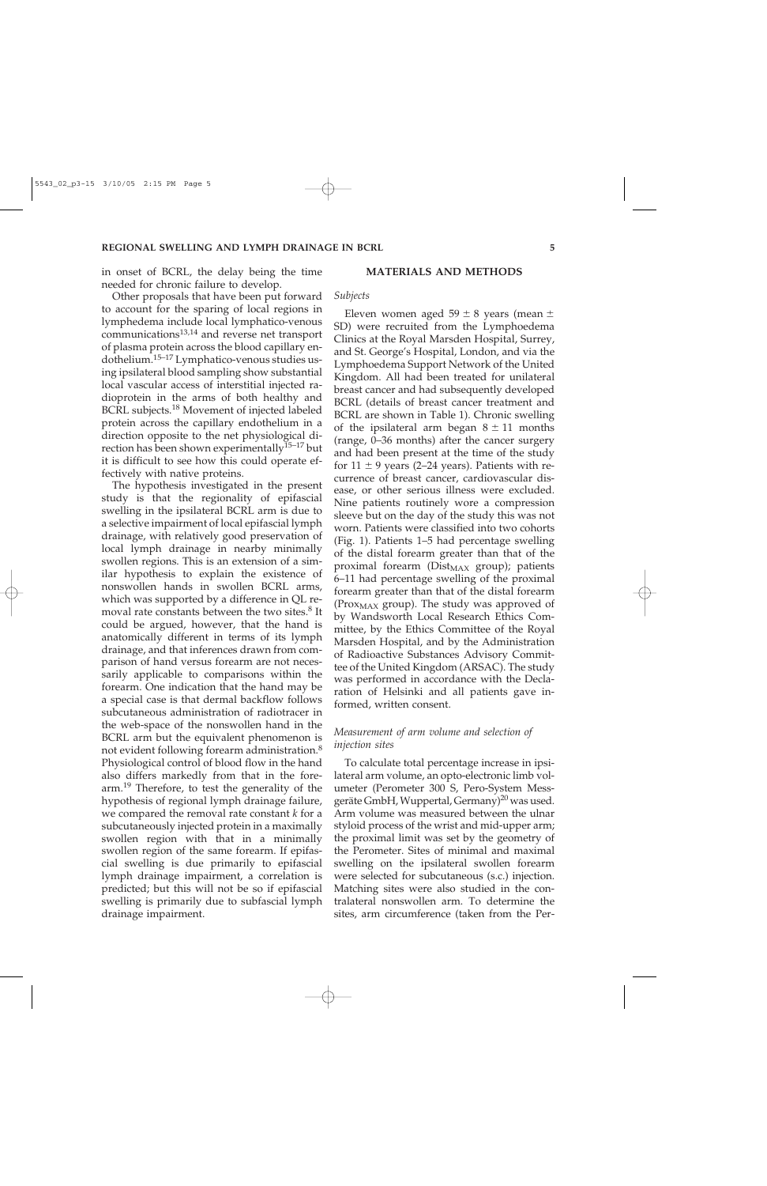in onset of BCRL, the delay being the time needed for chronic failure to develop.

Other proposals that have been put forward to account for the sparing of local regions in lymphedema include local lymphatico-venous communications[13,14] and reverse net transport of plasma protein across the blood capillary endothelium.[15–17] Lymphatico-venous studies using ipsilateral blood sampling show substantial local vascular access of interstitial injected radioprotein in the arms of both healthy and BCRL subjects.[18] Movement of injected labeled protein across the capillary endothelium in a direction opposite to the net physiological direction has been shown experimentally[15–17] but it is difficult to see how this could operate effectively with native proteins.

The hypothesis investigated in the present study is that the regionality of epifascial swelling in the ipsilateral BCRL arm is due to a selective impairment of local epifascial lymph drainage, with relatively good preservation of local lymph drainage in nearby minimally swollen regions. This is an extension of a similar hypothesis to explain the existence of nonswollen hands in swollen BCRL arms, which was supported by a difference in QL removal rate constants between the two sites.[8] It could be argued, however, that the hand is anatomically different in terms of its lymph drainage, and that inferences drawn from comparison of hand versus forearm are not necessarily applicable to comparisons within the forearm. One indication that the hand may be a special case is that dermal backflow follows subcutaneous administration of radiotracer in the web-space of the nonswollen hand in the BCRL arm but the equivalent phenomenon is not evident following forearm administration.[8] Physiological control of blood flow in the hand also differs markedly from that in the forearm.[19] Therefore, to test the generality of the hypothesis of regional lymph drainage failure, we compared the removal rate constant $k$ for a subcutaneously injected protein in a maximally swollen region with that in a minimally swollen region of the same forearm. If epifascial swelling is due primarily to epifascial lymph drainage impairment, a correlation is predicted; but this will not be so if epifascial swelling is primarily due to subfascial lymph drainage impairment.

## MATERIALS AND METHODS

### *Subjects*

Eleven women aged 59 ± 8 years (mean ± SD) were recruited from the Lymphoedema Clinics at the Royal Marsden Hospital, Surrey, and St. George's Hospital, London, and via the Lymphoedema Support Network of the United Kingdom. All had been treated for unilateral breast cancer and had subsequently developed BCRL (details of breast cancer treatment and BCRL are shown in Table 1). Chronic swelling of the ipsilateral arm began 8 ± 11 months (range, 0–36 months) after the cancer surgery and had been present at the time of the study for 11 ± 9 years (2–24 years). Patients with recurrence of breast cancer, cardiovascular disease, or other serious illness were excluded. Nine patients routinely wore a compression sleeve but on the day of the study this was not worn. Patients were classified into two cohorts (Fig. 1). Patients 1–5 had percentage swelling of the distal forearm greater than that of the proximal forearm ($\text{Dist}_{\text{MAX}}$ group); patients 6–11 had percentage swelling of the proximal forearm greater than that of the distal forearm ($\text{Prox}_{\text{MAX}}$ group). The study was approved of by Wandsworth Local Research Ethics Committee, by the Ethics Committee of the Royal Marsden Hospital, and by the Administration of Radioactive Substances Advisory Committee of the United Kingdom (ARSAC). The study was performed in accordance with the Declaration of Helsinki and all patients gave informed, written consent.

### *Measurement of arm volume and selection of injection sites*

To calculate total percentage increase in ipsilateral arm volume, an opto-electronic limb volumeter (Perometer 300 S, Pero-System Messgeräte GmbH, Wuppertal, Germany)[20] was used. Arm volume was measured between the ulnar styloid process of the wrist and mid-upper arm; the proximal limit was set by the geometry of the Perometer. Sites of minimal and maximal swelling on the ipsilateral swollen forearm were selected for subcutaneous (s.c.) injection. Matching sites were also studied in the contralateral nonswollen arm. To determine the sites, arm circumference (taken from the Per-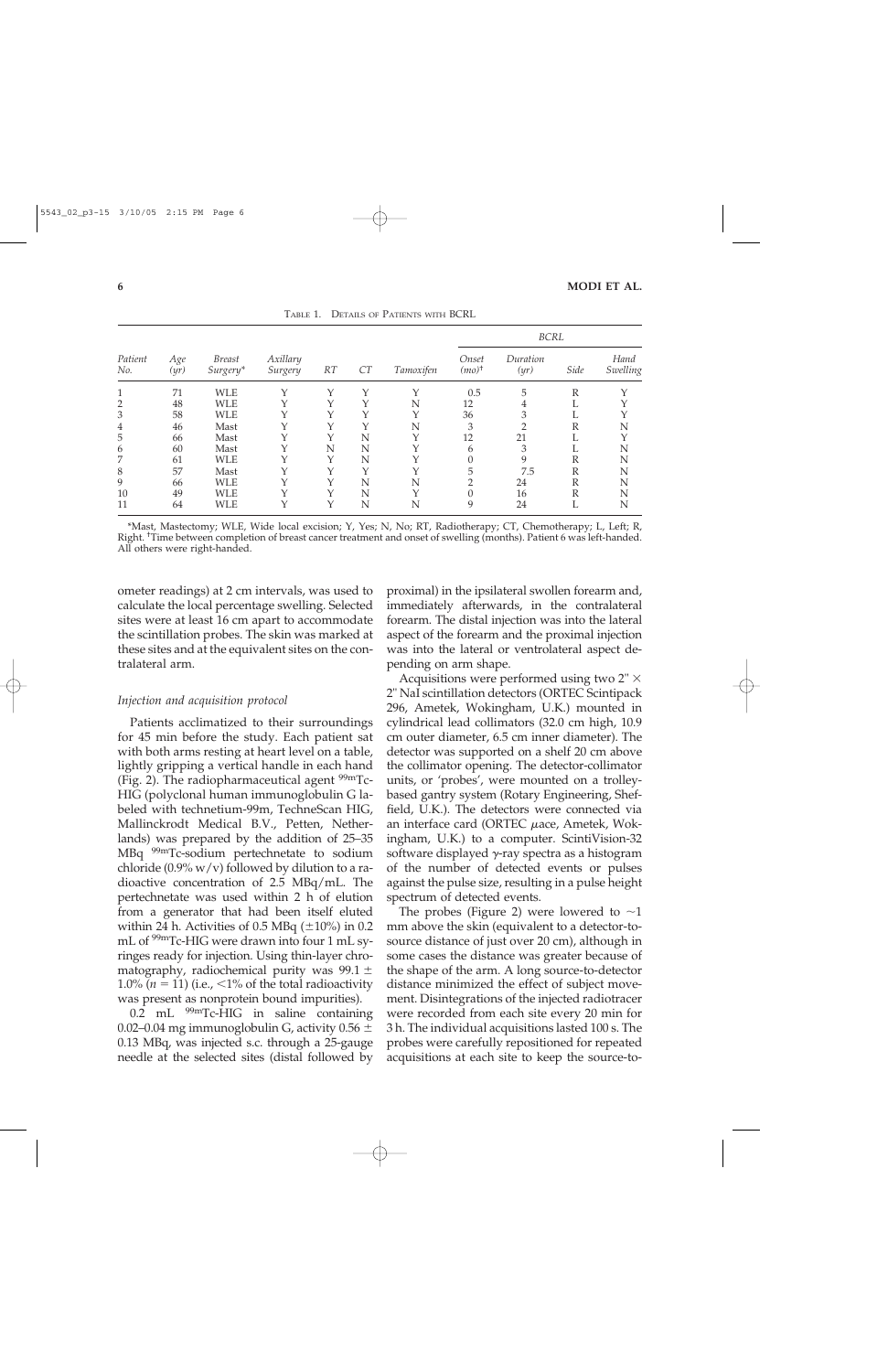TABLE 1. DETAILS OF PATIENTS WITH BCRL

| Patient No. | Age (yr) | Breast Surgery* | Axillary Surgery | RT | CT | Tamoxifen | BCRL Onset (mo)† | BCRL Duration (yr) | BCRL Side | BCRL Hand Swelling |
|---|---|---|---|---|---|---|---|---|---|---|
| 1 | 71 | WLE | Y | Y | Y | Y | 0.5 | 5 | R | Y |
| 2 | 48 | WLE | Y | Y | Y | N | 12 | 4 | L | Y |
| 3 | 58 | WLE | Y | Y | Y | Y | 36 | 3 | L | Y |
| 4 | 46 | Mast | Y | Y | Y | N | 3 | 2 | R | N |
| 5 | 66 | Mast | Y | Y | N | Y | 12 | 21 | L | Y |
| 6 | 60 | Mast | Y | N | N | Y | 6 | 3 | L | N |
| 7 | 61 | WLE | Y | Y | N | Y | 0 | 9 | R | N |
| 8 | 57 | Mast | Y | Y | Y | Y | 5 | 7.5 | R | N |
| 9 | 66 | WLE | Y | Y | N | N | 2 | 24 | R | N |
| 10 | 49 | WLE | Y | Y | N | Y | 0 | 16 | R | N |
| 11 | 64 | WLE | Y | Y | N | N | 9 | 24 | L | N |

*Mast, Mastectomy; WLE, Wide local excision; Y, Yes; N, No; RT, Radiotherapy; CT, Chemotherapy; L, Left; R, Right. †Time between completion of breast cancer treatment and onset of swelling (months). Patient 6 was left-handed. All others were right-handed.

ometer readings) at 2 cm intervals, was used to calculate the local percentage swelling. Selected sites were at least 16 cm apart to accommodate the scintillation probes. The skin was marked at these sites and at the equivalent sites on the contralateral arm.

### Injection and acquisition protocol

Patients acclimatized to their surroundings for 45 min before the study. Each patient sat with both arms resting at heart level on a table, lightly gripping a vertical handle in each hand (Fig. 2). The radiopharmaceutical agent $^{99m}$Tc-HIG (polyclonal human immunoglobulin G labeled with technetium-99m, TechneScan HIG, Mallinckrodt Medical B.V., Petten, Netherlands) was prepared by the addition of 25–35 MBq $^{99m}$Tc-sodium pertechnetate to sodium chloride (0.9% w/v) followed by dilution to a radioactive concentration of 2.5 MBq/mL. The pertechnetate was used within 2 h of elution from a generator that had been itself eluted within 24 h. Activities of 0.5 MBq (±10%) in 0.2 mL of $^{99m}$Tc-HIG were drawn into four 1 mL syringes ready for injection. Using thin-layer chromatography, radiochemical purity was 99.1 ± 1.0% ($n = 11$) (i.e., <1% of the total radioactivity was present as nonprotein bound impurities).

0.2 mL $^{99m}$Tc-HIG in saline containing 0.02–0.04 mg immunoglobulin G, activity 0.56 ± 0.13 MBq, was injected s.c. through a 25-gauge needle at the selected sites (distal followed by proximal) in the ipsilateral swollen forearm and, immediately afterwards, in the contralateral forearm. The distal injection was into the lateral aspect of the forearm and the proximal injection was into the lateral or ventrolateral aspect depending on arm shape.

Acquisitions were performed using two 2" × 2" NaI scintillation detectors (ORTEC Scintipack 296, Ametek, Wokingham, U.K.) mounted in cylindrical lead collimators (32.0 cm high, 10.9 cm outer diameter, 6.5 cm inner diameter). The detector was supported on a shelf 20 cm above the collimator opening. The detector-collimator units, or 'probes', were mounted on a trolley-based gantry system (Rotary Engineering, Sheffield, U.K.). The detectors were connected via an interface card (ORTEC $\mu$ace, Ametek, Wokingham, U.K.) to a computer. ScintiVision-32 software displayed $\gamma$-ray spectra as a histogram of the number of detected events or pulses against the pulse size, resulting in a pulse height spectrum of detected events.

The probes (Figure 2) were lowered to ~1 mm above the skin (equivalent to a detector-to-source distance of just over 20 cm), although in some cases the distance was greater because of the shape of the arm. A long source-to-detector distance minimized the effect of subject movement. Disintegrations of the injected radiotracer were recorded from each site every 20 min for 3 h. The individual acquisitions lasted 100 s. The probes were carefully repositioned for repeated acquisitions at each site to keep the source-to-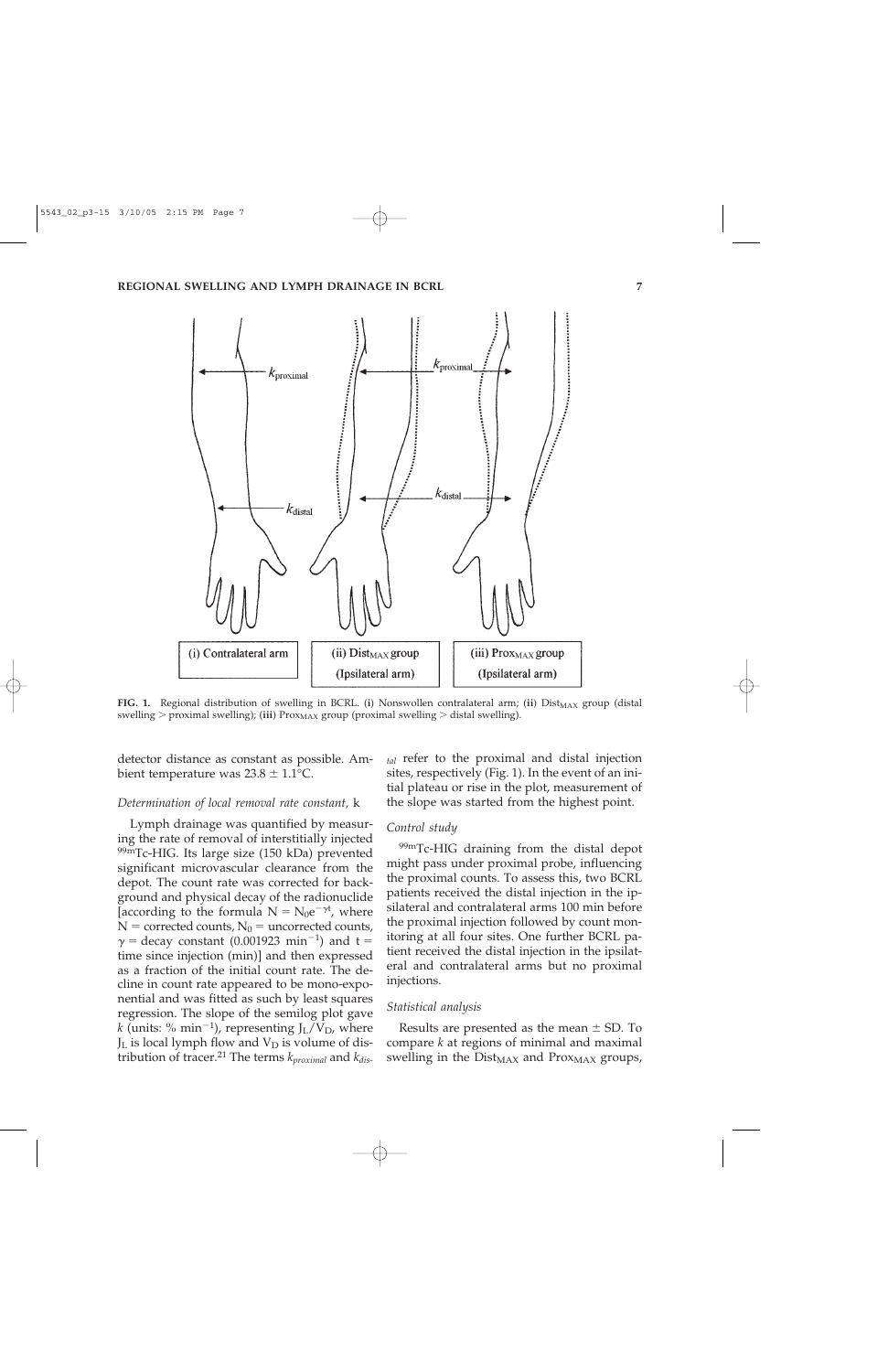FIG. 1. Regional distribution of swelling in BCRL. (i) Nonswollen contralateral arm; (ii) $Dist_{MAX}$ group (distal swelling > proximal swelling); (iii) $Prox_{MAX}$ group (proximal swelling > distal swelling).

detector distance as constant as possible. Ambient temperature was 23.8 ± 1.1°C.

### Determination of local removal rate constant, k

Lymph drainage was quantified by measuring the rate of removal of interstitially injected $^{99m}$Tc-HIG. Its large size (150 kDa) prevented significant microvascular clearance from the depot. The count rate was corrected for background and physical decay of the radionuclide [according to the formula $N = N_0e^{-\gamma t}$, where $N$ = corrected counts, $N_0$ = uncorrected counts, $\gamma$ = decay constant (0.001923 $min^{-1}$) and $t$ = time since injection (min)] and then expressed as a fraction of the initial count rate. The decline in count rate appeared to be mono-exponential and was fitted as such by least squares regression. The slope of the semilog plot gave $k$ (units: % $min^{-1}$), representing $J_L/V_D$, where $J_L$ is local lymph flow and $V_D$ is volume of distribution of tracer.[21] The terms $k_{proximal}$ and $k_{distal}$ refer to the proximal and distal injection sites, respectively (Fig. 1). In the event of an initial plateau or rise in the plot, measurement of the slope was started from the highest point.

### Control study

$^{99m}$Tc-HIG draining from the distal depot might pass under proximal probe, influencing the proximal counts. To assess this, two BCRL patients received the distal injection in the ipsilateral and contralateral arms 100 min before the proximal injection followed by count monitoring at all four sites. One further BCRL patient received the distal injection in the ipsilateral and contralateral arms but no proximal injections.

### Statistical analysis

Results are presented as the mean ± SD. To compare $k$ at regions of minimal and maximal swelling in the $Dist_{MAX}$ and $Prox_{MAX}$ groups,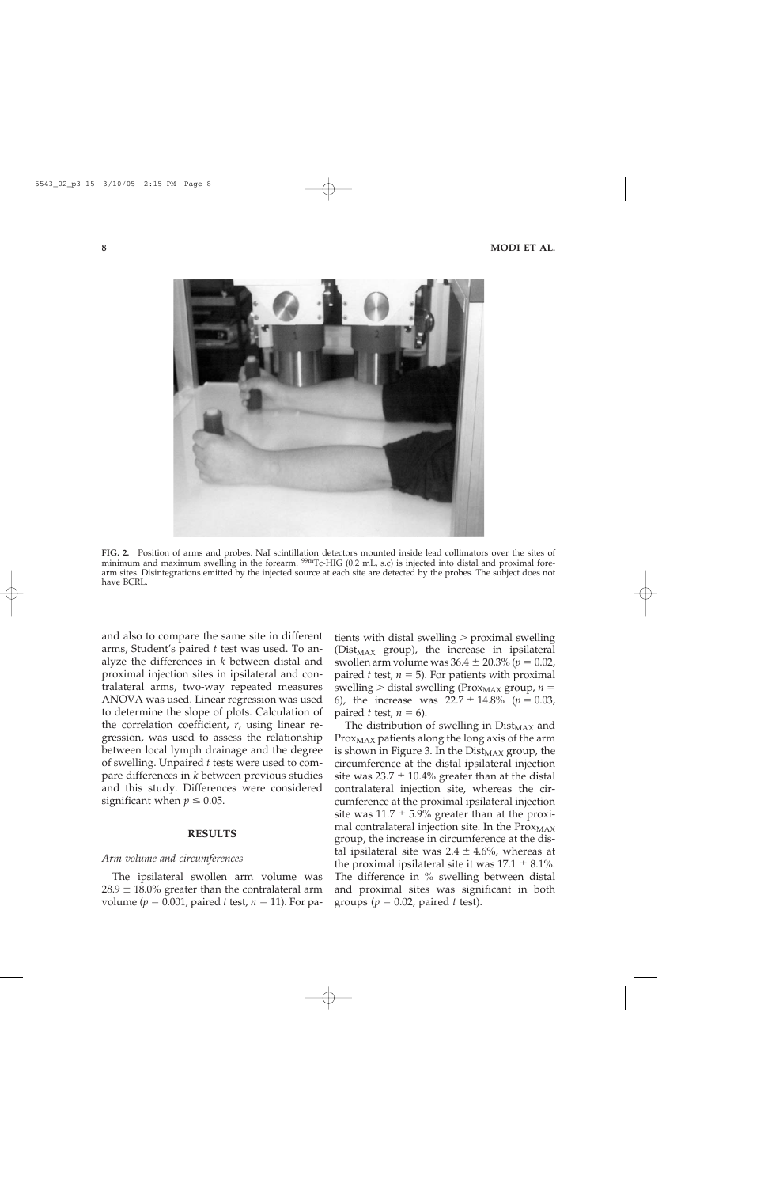**FIG. 2.** Position of arms and probes. NaI scintillation detectors mounted inside lead collimators over the sites of minimum and maximum swelling in the forearm. $^{99m}$Tc-HIG (0.2 mL, s.c) is injected into distal and proximal forearm sites. Disintegrations emitted by the injected source at each site are detected by the probes. The subject does not have BCRL.

and also to compare the same site in different arms, Student's paired $t$ test was used. To analyze the differences in $k$ between distal and proximal injection sites in ipsilateral and contralateral arms, two-way repeated measures ANOVA was used. Linear regression was used to determine the slope of plots. Calculation of the correlation coefficient, $r$, using linear regression, was used to assess the relationship between local lymph drainage and the degree of swelling. Unpaired $t$ tests were used to compare differences in $k$ between previous studies and this study. Differences were considered significant when $p \leq 0.05$.

## RESULTS

### *Arm volume and circumferences*

The ipsilateral swollen arm volume was $28.9 \pm 18.0\%$ greater than the contralateral arm volume ($p = 0.001$, paired $t$ test, $n = 11$). For patients with distal swelling > proximal swelling ($Dist_{MAX}$ group), the increase in ipsilateral swollen arm volume was $36.4 \pm 20.3\%$ ($p = 0.02$, paired $t$ test, $n = 5$). For patients with proximal swelling > distal swelling ($Prox_{MAX}$ group, $n = 6$), the increase was $22.7 \pm 14.8\%$ ($p = 0.03$, paired $t$ test, $n = 6$).

The distribution of swelling in $Dist_{MAX}$ and $Prox_{MAX}$ patients along the long axis of the arm is shown in Figure 3. In the $Dist_{MAX}$ group, the circumference at the distal ipsilateral injection site was $23.7 \pm 10.4\%$ greater than at the distal contralateral injection site, whereas the circumference at the proximal ipsilateral injection site was $11.7 \pm 5.9\%$ greater than at the proximal contralateral injection site. In the $Prox_{MAX}$ group, the increase in circumference at the distal ipsilateral site was $2.4 \pm 4.6\%$, whereas at the proximal ipsilateral site it was $17.1 \pm 8.1\%$. The difference in % swelling between distal and proximal sites was significant in both groups ($p = 0.02$, paired $t$ test).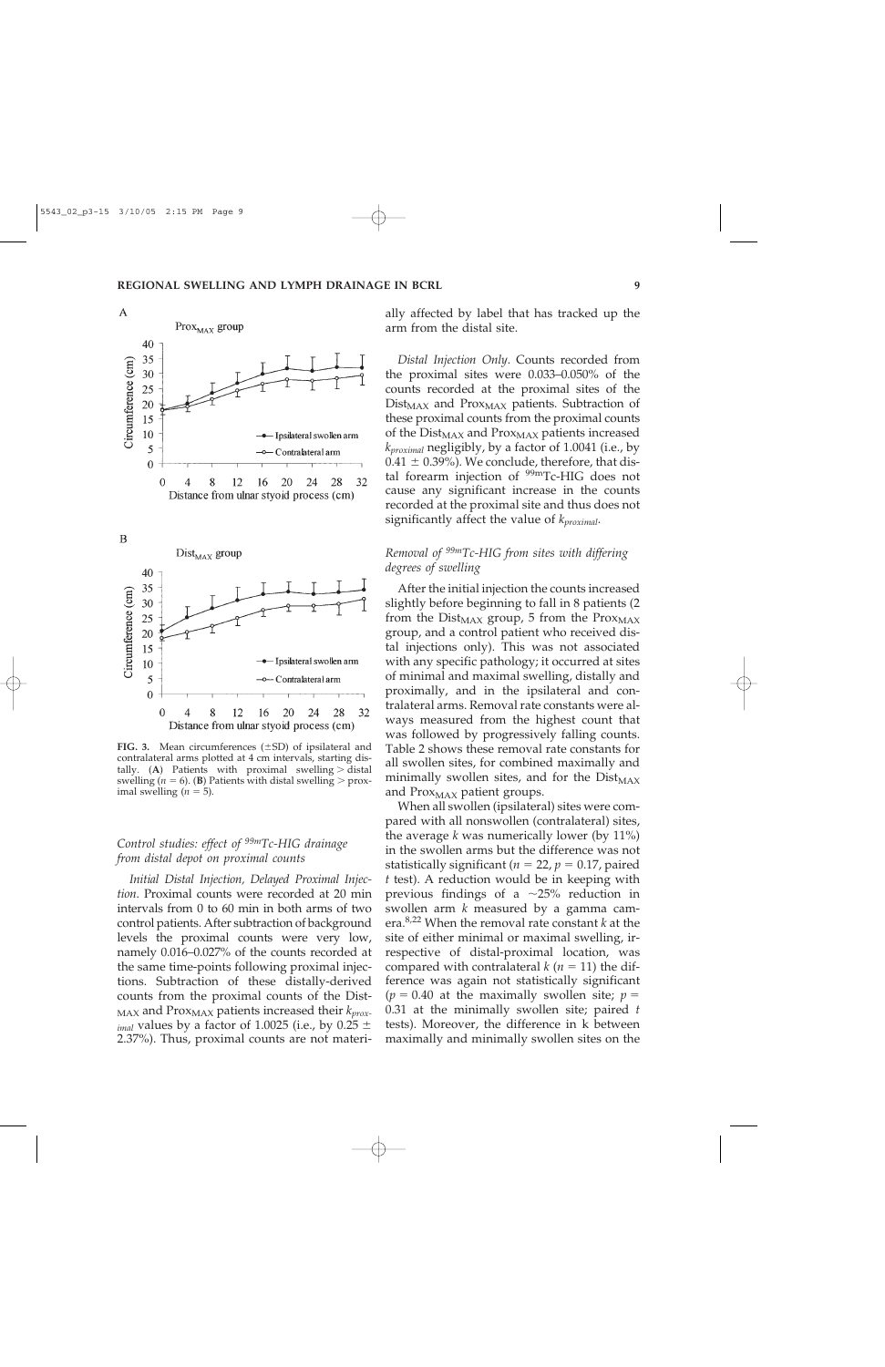FIG. 3. Mean circumferences (±SD) of ipsilateral and contralateral arms plotted at 4 cm intervals, starting distally. (**A**) Patients with proximal swelling > distal swelling ($n = 6$). (**B**) Patients with distal swelling > proximal swelling ($n = 5$).

### *Control studies: effect of $^{99m}$Tc-HIG drainage from distal depot on proximal counts*

*Initial Distal Injection, Delayed Proximal Injection.* Proximal counts were recorded at 20 min intervals from 0 to 60 min in both arms of two control patients. After subtraction of background levels the proximal counts were very low, namely 0.016–0.027% of the counts recorded at the same time-points following proximal injections. Subtraction of these distally-derived counts from the proximal counts of the $Dist_{MAX}$ and $Prox_{MAX}$ patients increased their $k_{proximal}$ values by a factor of 1.0025 (i.e., by 0.25 ± 2.37%). Thus, proximal counts are not materially affected by label that has tracked up the arm from the distal site.

*Distal Injection Only.* Counts recorded from the proximal sites were 0.033–0.050% of the counts recorded at the proximal sites of the $Dist_{MAX}$ and $Prox_{MAX}$ patients. Subtraction of these proximal counts from the proximal counts of the $Dist_{MAX}$ and $Prox_{MAX}$ patients increased $k_{proximal}$ negligibly, by a factor of 1.0041 (i.e., by 0.41 ± 0.39%). We conclude, therefore, that distal forearm injection of $^{99m}$Tc-HIG does not cause any significant increase in the counts recorded at the proximal site and thus does not significantly affect the value of $k_{proximal}$.

### *Removal of $^{99m}$Tc-HIG from sites with differing degrees of swelling*

After the initial injection the counts increased slightly before beginning to fall in 8 patients (2 from the $Dist_{MAX}$ group, 5 from the $Prox_{MAX}$ group, and a control patient who received distal injections only). This was not associated with any specific pathology; it occurred at sites of minimal and maximal swelling, distally and proximally, and in the ipsilateral and contralateral arms. Removal rate constants were always measured from the highest count that was followed by progressively falling counts. Table 2 shows these removal rate constants for all swollen sites, for combined maximally and minimally swollen sites, and for the $Dist_{MAX}$ and $Prox_{MAX}$ patient groups.

When all swollen (ipsilateral) sites were compared with all nonswollen (contralateral) sites, the average $k$ was numerically lower (by 11%) in the swollen arms but the difference was not statistically significant ($n = 22$, $p = 0.17$, paired $t$ test). A reduction would be in keeping with previous findings of a ~25% reduction in swollen arm $k$ measured by a gamma camera.[8,22] When the removal rate constant $k$ at the site of either minimal or maximal swelling, irrespective of distal-proximal location, was compared with contralateral $k$ ($n = 11$) the difference was again not statistically significant ($p = 0.40$ at the maximally swollen site; $p = 0.31$ at the minimally swollen site; paired $t$ tests). Moreover, the difference in k between maximally and minimally swollen sites on the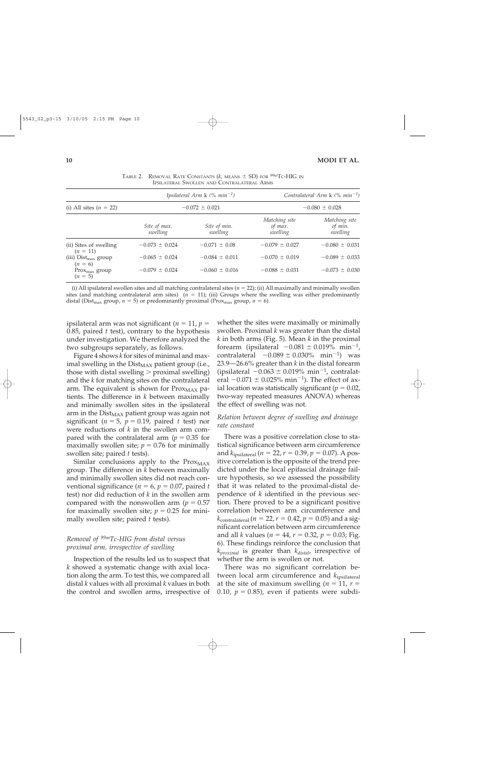TABLE 2. REMOVAL RATE CONSTANTS ($k$, MEANS ± SD) FOR $^{99m}$Tc-HIG IN IPSILATERAL SWOLLEN AND CONTRALATERAL ARMS

| | Ipsilateral Arm k (% $min^{-1}$) | | Contralateral Arm k (% $min^{-1}$) | |
|---|---|---|---|---|
| (i) All sites ($n$ = 22) | −0.072 ± 0.021 | | −0.080 ± 0.028 | |
| | *Site of max. swelling* | *Site of min. swelling* | *Matching site of max. swelling* | *Matching site of min. swelling* |
| (ii) Sites of swelling ($n$ = 11) | −0.073 ± 0.024 | −0.071 ± 0.08 | −0.079 ± 0.027 | −0.080 ± 0.031 |
| (iii) $Dist_{max}$ group ($n$ = 6) | −0.065 ± 0.024 | −0.084 ± 0.011 | −0.070 ± 0.019 | −0.089 ± 0.033 |
| $Prox_{max}$ group ($n$ = 5) | −0.079 ± 0.024 | −0.060 ± 0.016 | −0.088 ± 0.031 | −0.073 ± 0.030 |

(i) All ipsilateral swollen sites and all matching contralateral sites ($n$ = 22); (ii) All maximally and minimally swollen sites (and matching contralateral arm sites) ($n$ = 11); (iii) Groups where the swelling was either predominantly distal ($Dist_{max}$ group, $n$ = 5) or predominantly proximal ($Prox_{max}$ group, $n$ = 6).

ipsilateral arm was not significant ($n$ = 11, $p$ = 0.85, paired $t$ test), contrary to the hypothesis under investigation. We therefore analyzed the two subgroups separately, as follows.

Figure 4 shows $k$ for sites of minimal and maximal swelling in the $Dist_{MAX}$ patient group (i.e., those with distal swelling > proximal swelling) and the $k$ for matching sites on the contralateral arm. The equivalent is shown for $Prox_{MAX}$ patients. The difference in $k$ between maximally and minimally swollen sites in the ipsilateral arm in the $Dist_{MAX}$ patient group was again not significant ($n$ = 5, $p$ = 0.19, paired $t$ test) nor were reductions of $k$ in the swollen arm compared with the contralateral arm ($p$ = 0.35 for maximally swollen site; $p$ = 0.76 for minimally swollen site; paired $t$ tests).

Similar conclusions apply to the $Prox_{MAX}$ group. The difference in $k$ between maximally and minimally swollen sites did not reach conventional significance ($n$ = 6, $p$ = 0.07, paired $t$ test) nor did reduction of $k$ in the swollen arm compared with the nonswollen arm ($p$ = 0.57 for maximally swollen site; $p$ = 0.25 for minimally swollen site; paired $t$ tests).

### *Removal of $^{99m}$Tc-HIG from distal versus proximal arm, irrespective of swelling*

Inspection of the results led us to suspect that $k$ showed a systematic change with axial location along the arm. To test this, we compared all distal $k$ values with all proximal $k$ values in both the control and swollen arms, irrespective of whether the sites were maximally or minimally swollen. Proximal $k$ was greater than the distal $k$ in both arms (Fig. 5). Mean $k$ in the proximal forearm (ipsilateral −0.081 ± 0.019% $min^{-1}$, contralateral −0.089 ± 0.030% $min^{-1}$) was 23.9—26.6% greater than $k$ in the distal forearm (ipsilateral −0.063 ± 0.019% $min^{-1}$, contralateral −0.071 ± 0.025% $min^{-1}$). The effect of axial location was statistically significant ($p$ = 0.02, two-way repeated measures ANOVA) whereas the effect of swelling was not.

### *Relation between degree of swelling and drainage rate constant*

There was a positive correlation close to statistical significance between arm circumference and $k_{ipsilateral}$ ($n$ = 22, $r$ = 0.39, $p$ = 0.07). A positive correlation is the opposite of the trend predicted under the local epifascial drainage failure hypothesis, so we assessed the possibility that it was related to the proximal-distal dependence of $k$ identified in the previous section. There proved to be a significant positive correlation between arm circumference and $k_{contralateral}$ ($n$ = 22, $r$ = 0.42, $p$ = 0.05) and a significant correlation between arm circumference and all $k$ values ($n$ = 44, $r$ = 0.32, $p$ = 0.03; Fig. 6). These findings reinforce the conclusion that $k_{proximal}$ is greater than $k_{distal}$, irrespective of whether the arm is swollen or not.

There was no significant correlation between local arm circumference and $k_{ipsilateral}$ at the site of maximum swelling ($n$ = 11, $r$ = 0.10, $p$ = 0.85), even if patients were subdi-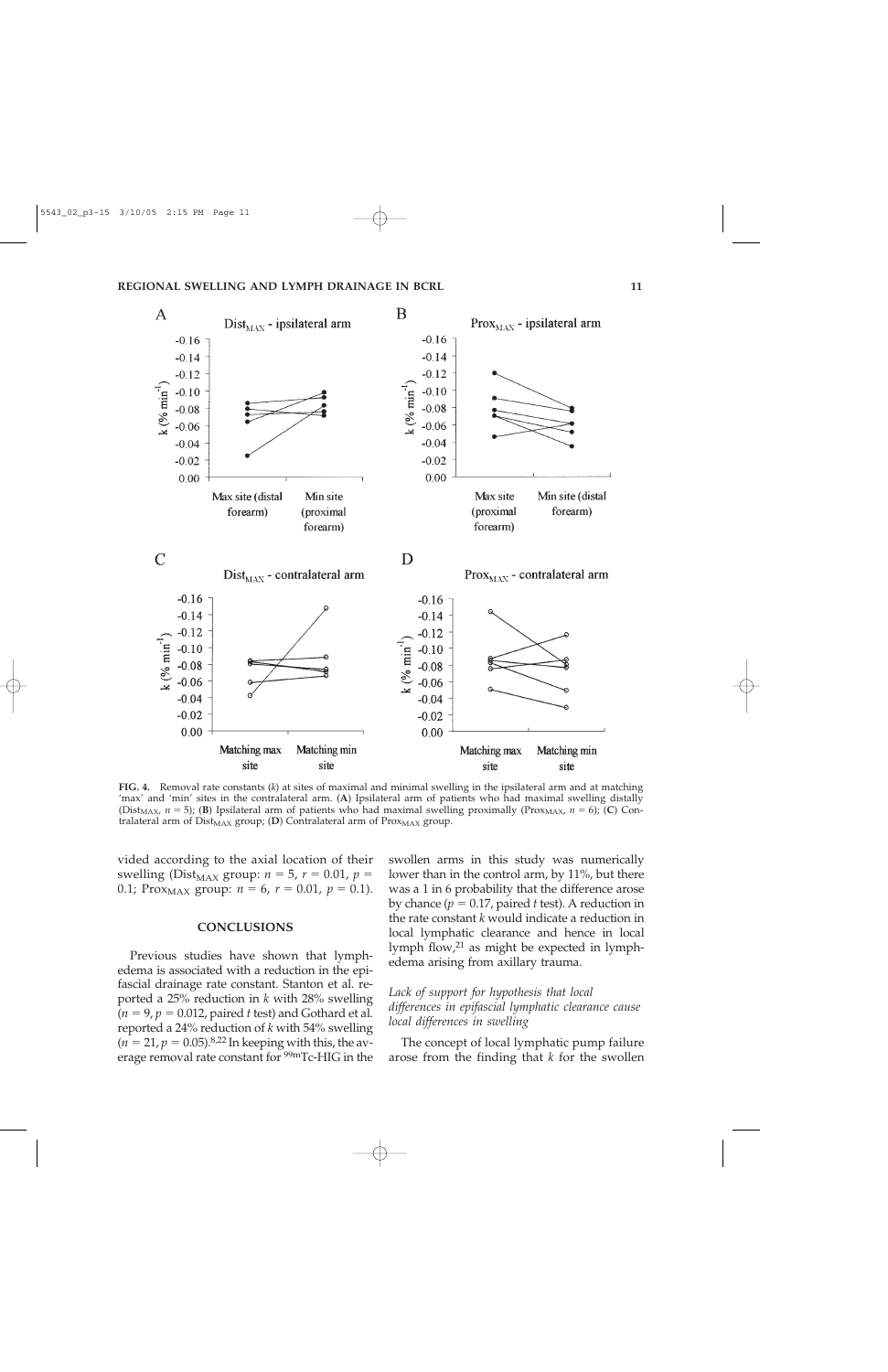**FIG. 4.** Removal rate constants ($k$) at sites of maximal and minimal swelling in the ipsilateral arm and at matching 'max' and 'min' sites in the contralateral arm. (**A**) Ipsilateral arm of patients who had maximal swelling distally ($Dist_{MAX}$, $n = 5$); (**B**) Ipsilateral arm of patients who had maximal swelling proximally ($Prox_{MAX}$, $n = 6$); (**C**) Contralateral arm of $Dist_{MAX}$ group; (**D**) Contralateral arm of $Prox_{MAX}$ group.

vided according to the axial location of their swelling ($Dist_{MAX}$ group: $n = 5$, $r = 0.01$, $p = 0.1$; $Prox_{MAX}$ group: $n = 6$, $r = 0.01$, $p = 0.1$).

## CONCLUSIONS

Previous studies have shown that lymphedema is associated with a reduction in the epifascial drainage rate constant. Stanton et al. reported a 25% reduction in $k$ with 28% swelling ($n = 9$, $p = 0.012$, paired $t$ test) and Gothard et al. reported a 24% reduction of $k$ with 54% swelling ($n = 21$, $p = 0.05$).[8,22] In keeping with this, the average removal rate constant for $^{99m}$Tc-HIG in the swollen arms in this study was numerically lower than in the control arm, by 11%, but there was a 1 in 6 probability that the difference arose by chance ($p = 0.17$, paired $t$ test). A reduction in the rate constant $k$ would indicate a reduction in local lymphatic clearance and hence in local lymph flow,[21] as might be expected in lymphedema arising from axillary trauma.

### *Lack of support for hypothesis that local differences in epifascial lymphatic clearance cause local differences in swelling*

The concept of local lymphatic pump failure arose from the finding that $k$ for the swollen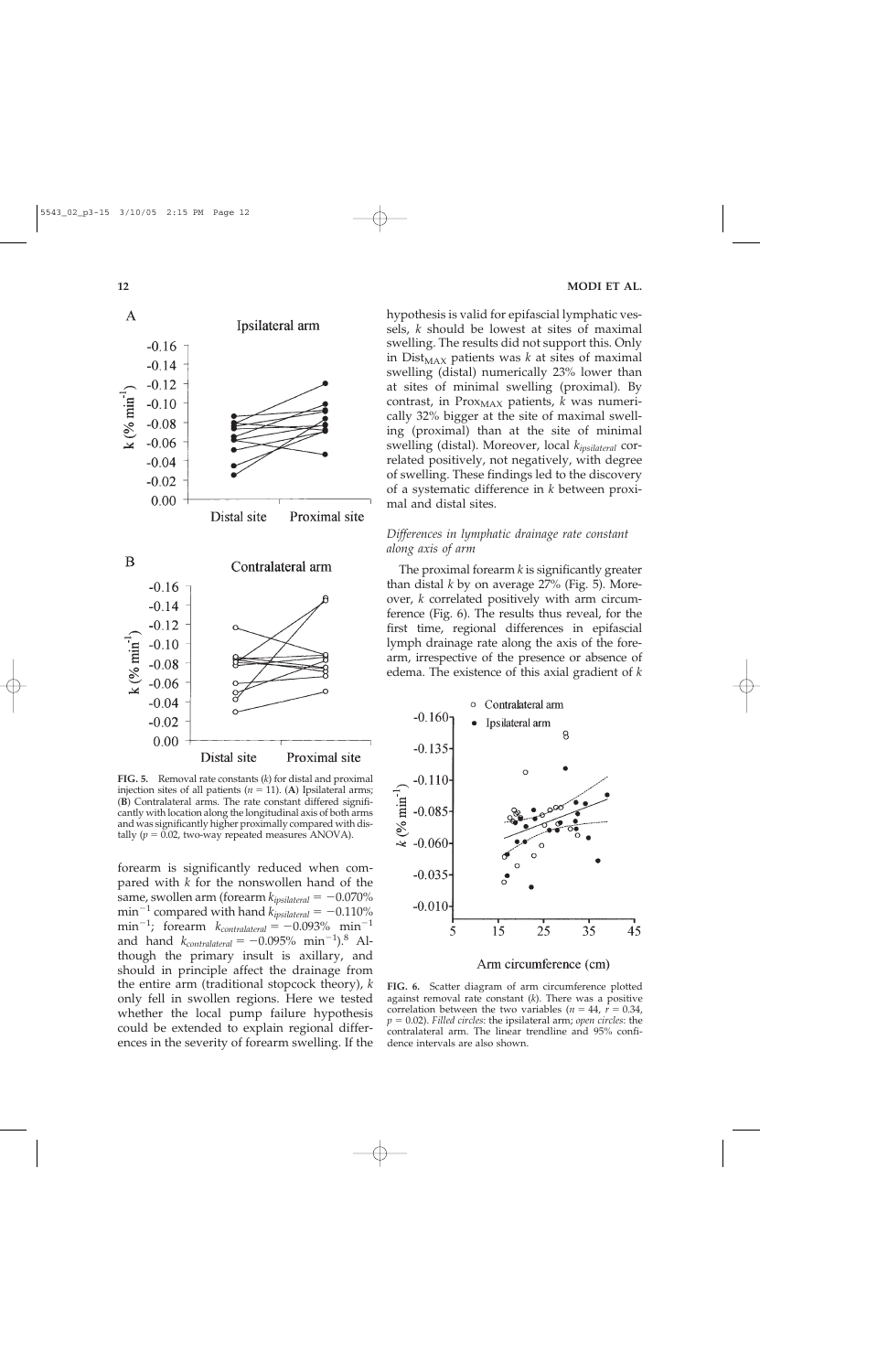**FIG. 5.** Removal rate constants ($k$) for distal and proximal injection sites of all patients ($n = 11$). (**A**) Ipsilateral arms; (**B**) Contralateral arms. The rate constant differed significantly with location along the longitudinal axis of both arms and was significantly higher proximally compared with distally ($p = 0.02$, two-way repeated measures ANOVA).

forearm is significantly reduced when compared with $k$ for the nonswollen hand of the same, swollen arm (forearm $k_{ipsilateral} = -0.070\%$ $\text{min}^{-1}$ compared with hand $k_{ipsilateral} = -0.110\%$ $\text{min}^{-1}$; forearm $k_{contralateral} = -0.093\%$ $\text{min}^{-1}$ and hand $k_{contralateral} = -0.095\%$ $\text{min}^{-1}$).[8] Although the primary insult is axillary, and should in principle affect the drainage from the entire arm (traditional stopcock theory), $k$ only fell in swollen regions. Here we tested whether the local pump failure hypothesis could be extended to explain regional differences in the severity of forearm swelling. If the hypothesis is valid for epifascial lymphatic vessels, $k$ should be lowest at sites of maximal swelling. The results did not support this. Only in $\text{Dist}_{\text{MAX}}$ patients was $k$ at sites of maximal swelling (distal) numerically 23% lower than at sites of minimal swelling (proximal). By contrast, in $\text{Prox}_{\text{MAX}}$ patients, $k$ was numerically 32% bigger at the site of maximal swelling (proximal) than at the site of minimal swelling (distal). Moreover, local $k_{ipsilateral}$ correlated positively, not negatively, with degree of swelling. These findings led to the discovery of a systematic difference in $k$ between proximal and distal sites.

### *Differences in lymphatic drainage rate constant along axis of arm*

The proximal forearm $k$ is significantly greater than distal $k$ by on average 27% (Fig. 5). Moreover, $k$ correlated positively with arm circumference (Fig. 6). The results thus reveal, for the first time, regional differences in epifascial lymph drainage rate along the axis of the forearm, irrespective of the presence or absence of edema. The existence of this axial gradient of $k$

**FIG. 6.** Scatter diagram of arm circumference plotted against removal rate constant ($k$). There was a positive correlation between the two variables ($n = 44$, $r = 0.34$, $p = 0.02$). *Filled circles*: the ipsilateral arm; *open circles*: the contralateral arm. The linear trendline and 95% confidence intervals are also shown.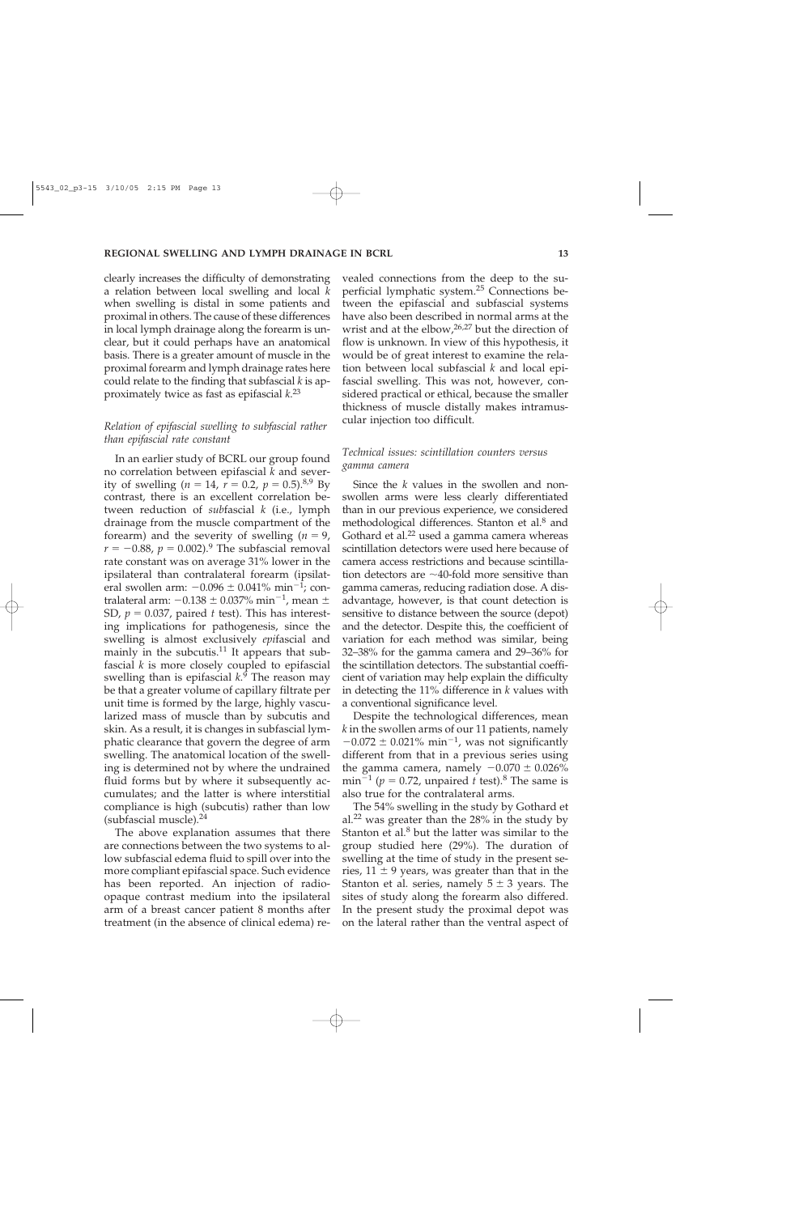clearly increases the difficulty of demonstrating a relation between local swelling and local $k$ when swelling is distal in some patients and proximal in others. The cause of these differences in local lymph drainage along the forearm is unclear, but it could perhaps have an anatomical basis. There is a greater amount of muscle in the proximal forearm and lymph drainage rates here could relate to the finding that subfascial $k$ is approximately twice as fast as epifascial $k$.[23]

### *Relation of epifascial swelling to subfascial rather than epifascial rate constant*

In an earlier study of BCRL our group found no correlation between epifascial $k$ and severity of swelling ($n = 14$, $r = 0.2$, $p = 0.5$).[8,9] By contrast, there is an excellent correlation between reduction of *sub*fascial $k$ (i.e., lymph drainage from the muscle compartment of the forearm) and the severity of swelling ($n = 9$, $r = -0.88$, $p = 0.002$).[9] The subfascial removal rate constant was on average 31% lower in the ipsilateral than contralateral forearm (ipsilateral swollen arm: $-0.096 \pm 0.041\%$ $\text{min}^{-1}$; contralateral arm: $-0.138 \pm 0.037\%$ $\text{min}^{-1}$, mean ± SD, $p = 0.037$, paired $t$ test). This has interesting implications for pathogenesis, since the swelling is almost exclusively *epi*fascial and mainly in the subcutis.[11] It appears that subfascial $k$ is more closely coupled to epifascial swelling than is epifascial $k$.[9] The reason may be that a greater volume of capillary filtrate per unit time is formed by the large, highly vascularized mass of muscle than by subcutis and skin. As a result, it is changes in subfascial lymphatic clearance that govern the degree of arm swelling. The anatomical location of the swelling is determined not by where the undrained fluid forms but by where it subsequently accumulates; and the latter is where interstitial compliance is high (subcutis) rather than low (subfascial muscle).[24]

The above explanation assumes that there are connections between the two systems to allow subfascial edema fluid to spill over into the more compliant epifascial space. Such evidence has been reported. An injection of radio-opaque contrast medium into the ipsilateral arm of a breast cancer patient 8 months after treatment (in the absence of clinical edema) revealed connections from the deep to the superficial lymphatic system.[25] Connections between the epifascial and subfascial systems have also been described in normal arms at the wrist and at the elbow,[26,27] but the direction of flow is unknown. In view of this hypothesis, it would be of great interest to examine the relation between local subfascial $k$ and local epifascial swelling. This was not, however, considered practical or ethical, because the smaller thickness of muscle distally makes intramuscular injection too difficult.

### *Technical issues: scintillation counters versus gamma camera*

Since the $k$ values in the swollen and nonswollen arms were less clearly differentiated than in our previous experience, we considered methodological differences. Stanton et al.[8] and Gothard et al.[22] used a gamma camera whereas scintillation detectors were used here because of camera access restrictions and because scintillation detectors are ~40-fold more sensitive than gamma cameras, reducing radiation dose. A disadvantage, however, is that count detection is sensitive to distance between the source (depot) and the detector. Despite this, the coefficient of variation for each method was similar, being 32–38% for the gamma camera and 29–36% for the scintillation detectors. The substantial coefficient of variation may help explain the difficulty in detecting the 11% difference in $k$ values with a conventional significance level.

Despite the technological differences, mean $k$ in the swollen arms of our 11 patients, namely $-0.072 \pm 0.021\%$ $\text{min}^{-1}$, was not significantly different from that in a previous series using the gamma camera, namely $-0.070 \pm 0.026\%$ $\text{min}^{-1}$ ($p = 0.72$, unpaired $t$ test).[8] The same is also true for the contralateral arms.

The 54% swelling in the study by Gothard et al.[22] was greater than the 28% in the study by Stanton et al.[8] but the latter was similar to the group studied here (29%). The duration of swelling at the time of study in the present series, 11 ± 9 years, was greater than that in the Stanton et al. series, namely 5 ± 3 years. The sites of study along the forearm also differed. In the present study the proximal depot was on the lateral rather than the ventral aspect of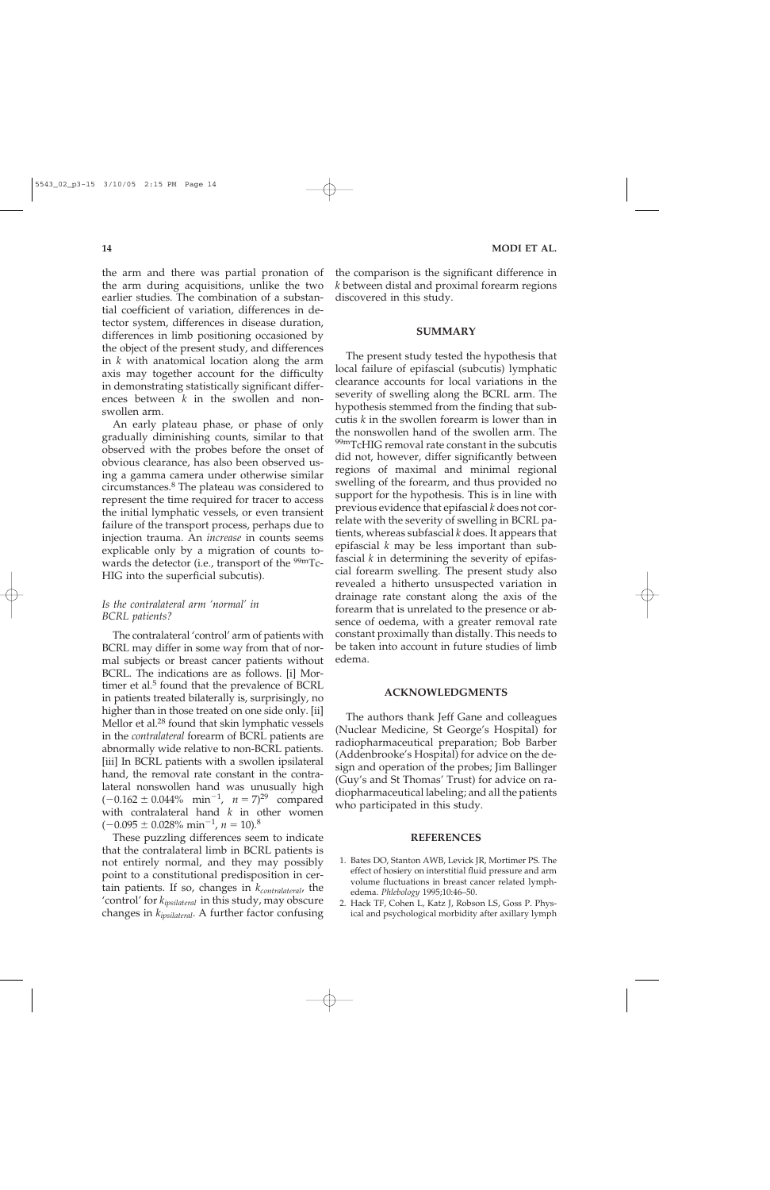the arm and there was partial pronation of the arm during acquisitions, unlike the two earlier studies. The combination of a substantial coefficient of variation, differences in detector system, differences in disease duration, differences in limb positioning occasioned by the object of the present study, and differences in $k$ with anatomical location along the arm axis may together account for the difficulty in demonstrating statistically significant differences between $k$ in the swollen and nonswollen arm.

An early plateau phase, or phase of only gradually diminishing counts, similar to that observed with the probes before the onset of obvious clearance, has also been observed using a gamma camera under otherwise similar circumstances.[8] The plateau was considered to represent the time required for tracer to access the initial lymphatic vessels, or even transient failure of the transport process, perhaps due to injection trauma. An *increase* in counts seems explicable only by a migration of counts towards the detector (i.e., transport of the $^{99m}$Tc-HIG into the superficial subcutis).

### *Is the contralateral arm 'normal' in BCRL patients?*

The contralateral 'control' arm of patients with BCRL may differ in some way from that of normal subjects or breast cancer patients without BCRL. The indications are as follows. [i] Mortimer et al.[5] found that the prevalence of BCRL in patients treated bilaterally is, surprisingly, no higher than in those treated on one side only. [ii] Mellor et al.[28] found that skin lymphatic vessels in the *contralateral* forearm of BCRL patients are abnormally wide relative to non-BCRL patients. [iii] In BCRL patients with a swollen ipsilateral hand, the removal rate constant in the contralateral nonswollen hand was unusually high ($-0.162 \pm 0.044\%$ $\text{min}^{-1}$, $n = 7$)[29] compared with contralateral hand $k$ in other women ($-0.095 \pm 0.028\%$ $\text{min}^{-1}$, $n = 10$).[8]

These puzzling differences seem to indicate that the contralateral limb in BCRL patients is not entirely normal, and they may possibly point to a constitutional predisposition in certain patients. If so, changes in $k_{contralateral}$, the 'control' for $k_{ipsilateral}$ in this study, may obscure changes in $k_{ipsilateral}$. A further factor confusing the comparison is the significant difference in $k$ between distal and proximal forearm regions discovered in this study.

## SUMMARY

The present study tested the hypothesis that local failure of epifascial (subcutis) lymphatic clearance accounts for local variations in the severity of swelling along the BCRL arm. The hypothesis stemmed from the finding that subcutis $k$ in the swollen forearm is lower than in the nonswollen hand of the swollen arm. The $^{99m}$TcHIG removal rate constant in the subcutis did not, however, differ significantly between regions of maximal and minimal regional swelling of the forearm, and thus provided no support for the hypothesis. This is in line with previous evidence that epifascial $k$ does not correlate with the severity of swelling in BCRL patients, whereas subfascial $k$ does. It appears that epifascial $k$ may be less important than subfascial $k$ in determining the severity of epifascial forearm swelling. The present study also revealed a hitherto unsuspected variation in drainage rate constant along the axis of the forearm that is unrelated to the presence or absence of oedema, with a greater removal rate constant proximally than distally. This needs to be taken into account in future studies of limb edema.

## ACKNOWLEDGMENTS

The authors thank Jeff Gane and colleagues (Nuclear Medicine, St George's Hospital) for radiopharmaceutical preparation; Bob Barber (Addenbrooke's Hospital) for advice on the design and operation of the probes; Jim Ballinger (Guy's and St Thomas' Trust) for advice on radiopharmaceutical labeling; and all the patients who participated in this study.

## REFERENCES

1. Bates DO, Stanton AWB, Levick JR, Mortimer PS. The effect of hosiery on interstitial fluid pressure and arm volume fluctuations in breast cancer related lymphedema. *Phlebology* 1995;10:46–50.
2. Hack TF, Cohen L, Katz J, Robson LS, Goss P. Physical and psychological morbidity after axillary lymph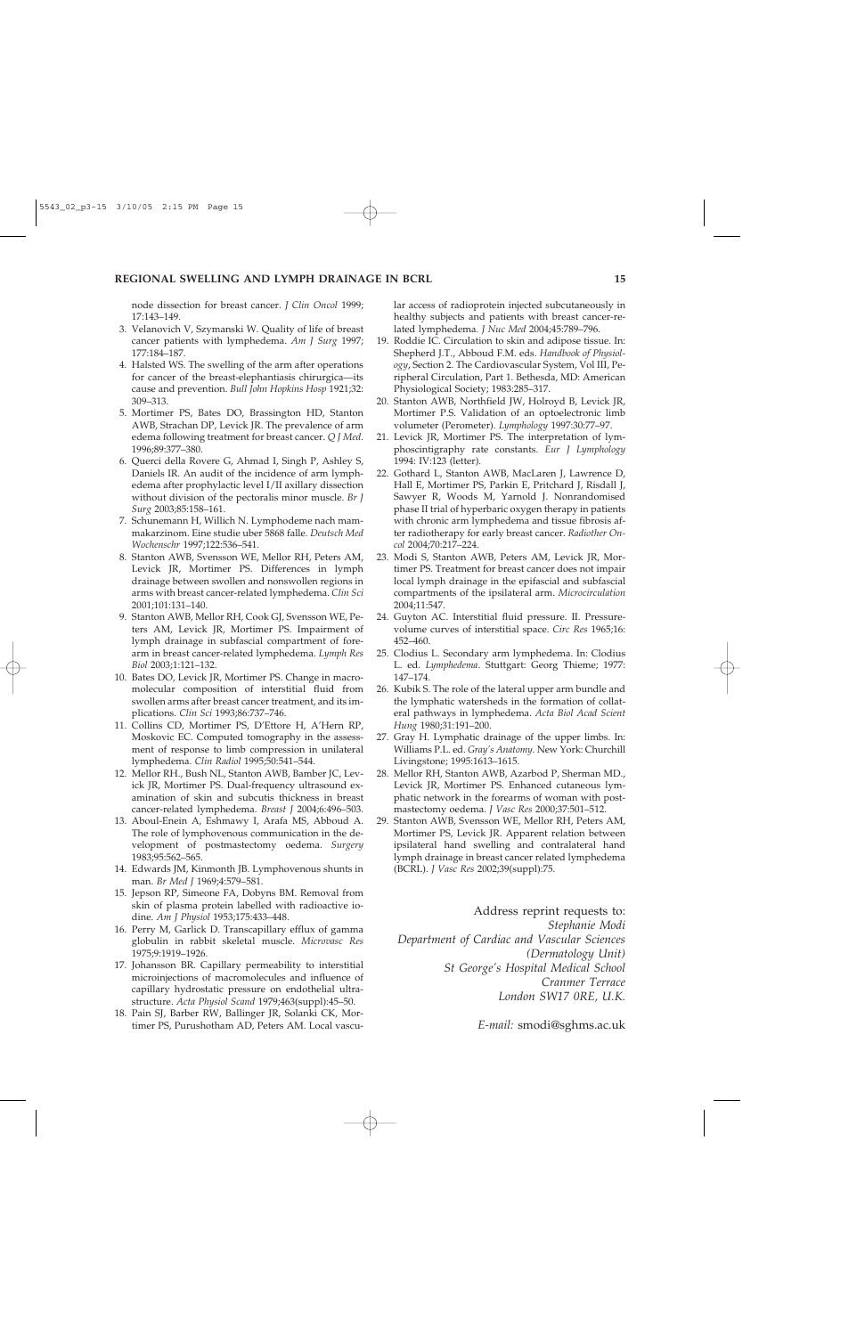node dissection for breast cancer. *J Clin Oncol* 1999; 17:143–149.

3. Velanovich V, Szymanski W. Quality of life of breast cancer patients with lymphedema. *Am J Surg* 1997; 177:184–187.
4. Halsted WS. The swelling of the arm after operations for cancer of the breast-elephantiasis chirurgica—its cause and prevention. *Bull John Hopkins Hosp* 1921;32: 309–313.
5. Mortimer PS, Bates DO, Brassington HD, Stanton AWB, Strachan DP, Levick JR. The prevalence of arm edema following treatment for breast cancer. *Q J Med*. 1996;89:377–380.
6. Querci della Rovere G, Ahmad I, Singh P, Ashley S, Daniels IR. An audit of the incidence of arm lymphedema after prophylactic level I/II axillary dissection without division of the pectoralis minor muscle. *Br J Surg* 2003;85:158–161.
7. Schunemann H, Willich N. Lymphodeme nach mammakarzinom. Eine studie uber 5868 falle. *Deutsch Med Wochenschr* 1997;122:536–541.
8. Stanton AWB, Svensson WE, Mellor RH, Peters AM, Levick JR, Mortimer PS. Differences in lymph drainage between swollen and nonswollen regions in arms with breast cancer-related lymphedema. *Clin Sci* 2001;101:131–140.
9. Stanton AWB, Mellor RH, Cook GJ, Svensson WE, Peters AM, Levick JR, Mortimer PS. Impairment of lymph drainage in subfascial compartment of forearm in breast cancer-related lymphedema. *Lymph Res Biol* 2003;1:121–132.
10. Bates DO, Levick JR, Mortimer PS. Change in macromolecular composition of interstitial fluid from swollen arms after breast cancer treatment, and its implications. *Clin Sci* 1993;86:737–746.
11. Collins CD, Mortimer PS, D'Ettore H, A'Hern RP, Moskovic EC. Computed tomography in the assessment of response to limb compression in unilateral lymphedema. *Clin Radiol* 1995;50:541–544.
12. Mellor RH., Bush NL, Stanton AWB, Bamber JC, Levick JR, Mortimer PS. Dual-frequency ultrasound examination of skin and subcutis thickness in breast cancer-related lymphedema. *Breast J* 2004;6:496–503.
13. Aboul-Enein A, Eshmawy I, Arafa MS, Abboud A. The role of lymphovenous communication in the development of postmastectomy oedema. *Surgery* 1983;95:562–565.
14. Edwards JM, Kinmonth JB. Lymphovenous shunts in man. *Br Med J* 1969;4:579–581.
15. Jepson RP, Simeone FA, Dobyns BM. Removal from skin of plasma protein labelled with radioactive iodine. *Am J Physiol* 1953;175:433–448.
16. Perry M, Garlick D. Transcapillary efflux of gamma globulin in rabbit skeletal muscle. *Microvasc Res* 1975;9:1919–1926.
17. Johansson BR. Capillary permeability to interstitial microinjections of macromolecules and influence of capillary hydrostatic pressure on endothelial ultrastructure. *Acta Physiol Scand* 1979;463(suppl):45–50.
18. Pain SJ, Barber RW, Ballinger JR, Solanki CK, Mortimer PS, Purushotham AD, Peters AM. Local vascular access of radioprotein injected subcutaneously in healthy subjects and patients with breast cancer-related lymphedema. *J Nuc Med* 2004;45:789–796.
19. Roddie IC. Circulation to skin and adipose tissue. In: Shepherd J.T., Abboud F.M. eds. *Handbook of Physiology*, Section 2. The Cardiovascular System, Vol III, Peripheral Circulation, Part 1. Bethesda, MD: American Physiological Society; 1983:285–317.
20. Stanton AWB, Northfield JW, Holroyd B, Levick JR, Mortimer P.S. Validation of an optoelectronic limb volumeter (Perometer). *Lymphology* 1997:30:77–97.
21. Levick JR, Mortimer PS. The interpretation of lymphoscintigraphy rate constants. *Eur J Lymphology* 1994: IV:123 (letter).
22. Gothard L, Stanton AWB, MacLaren J, Lawrence D, Hall E, Mortimer PS, Parkin E, Pritchard J, Risdall J, Sawyer R, Woods M, Yarnold J. Nonrandomised phase II trial of hyperbaric oxygen therapy in patients with chronic arm lymphedema and tissue fibrosis after radiotherapy for early breast cancer. *Radiother Oncol* 2004;70:217–224.
23. Modi S, Stanton AWB, Peters AM, Levick JR, Mortimer PS. Treatment for breast cancer does not impair local lymph drainage in the epifascial and subfascial compartments of the ipsilateral arm. *Microcirculation* 2004;11:547.
24. Guyton AC. Interstitial fluid pressure. II. Pressure-volume curves of interstitial space. *Circ Res* 1965;16: 452–460.
25. Clodius L. Secondary arm lymphedema. In: Clodius L. ed. *Lymphedema*. Stuttgart: Georg Thieme; 1977: 147–174.
26. Kubik S. The role of the lateral upper arm bundle and the lymphatic watersheds in the formation of collateral pathways in lymphedema. *Acta Biol Acad Scient Hung* 1980;31:191–200.
27. Gray H. Lymphatic drainage of the upper limbs. In: Williams P.L. ed. *Gray's Anatomy*. New York: Churchill Livingstone; 1995:1613–1615.
28. Mellor RH, Stanton AWB, Azarbod P, Sherman MD., Levick JR, Mortimer PS. Enhanced cutaneous lymphatic network in the forearms of woman with postmastectomy oedema. *J Vasc Res* 2000;37:501–512.
29. Stanton AWB, Svensson WE, Mellor RH, Peters AM, Mortimer PS, Levick JR. Apparent relation between ipsilateral hand swelling and contralateral hand lymph drainage in breast cancer related lymphedema (BCRL). *J Vasc Res* 2002;39(suppl):75.

Address reprint requests to:
*Stephanie Modi*
*Department of Cardiac and Vascular Sciences*
*(Dermatology Unit)*
*St George's Hospital Medical School*
*Cranmer Terrace*
*London SW17 0RE, U.K.*

*E-mail:* smodi@sghms.ac.uk